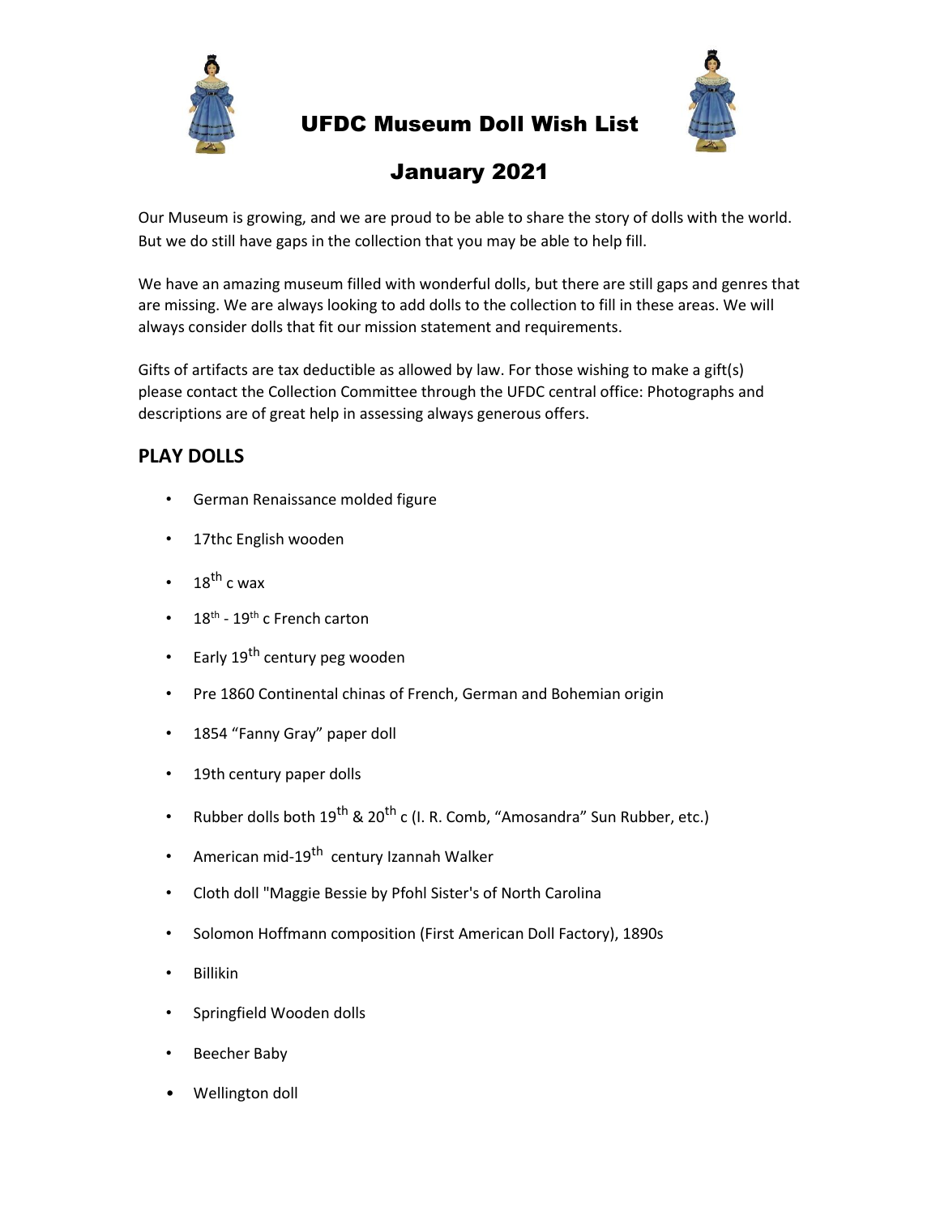# UFDC Museum Doll Wish List

# January 2021

Our Museum is growing, and we are proud to be able to share the story of dolls with the world. But we do still have gaps in the collection that you may be able to help fill.

We have an amazing museum filled with wonderful dolls, but there are still gaps and genres that are missing. We are always looking to add dolls to the collection to fill in these areas. We will always consider dolls that fit our mission statement and requirements.

Gifts of artifacts are tax deductible as allowed by law. For those wishing to make a gift(s) please contact the Collection Committee through the UFDC central office: Photographs and descriptions are of great help in assessing always generous offers.

## PLAY DOLLS

- German Renaissance molded figure
- 17thc English wooden
- 18th c wax
- 18th - 19th c French carton
- Early 19th century peg wooden
- Pre 1860 Continental chinas of French, German and Bohemian origin
- 1854 "Fanny Gray" paper doll
- 19th century paper dolls
- Rubber dolls both 19th & 20th c (I. R. Comb, "Amosandra" Sun Rubber, etc.)
- American mid-19th century Izannah Walker
- Cloth doll "Maggie Bessie by Pfohl Sister's of North Carolina
- Solomon Hoffmann composition (First American Doll Factory), 1890s
- Billikin
- Springfield Wooden dolls
- Beecher Baby
- Wellington doll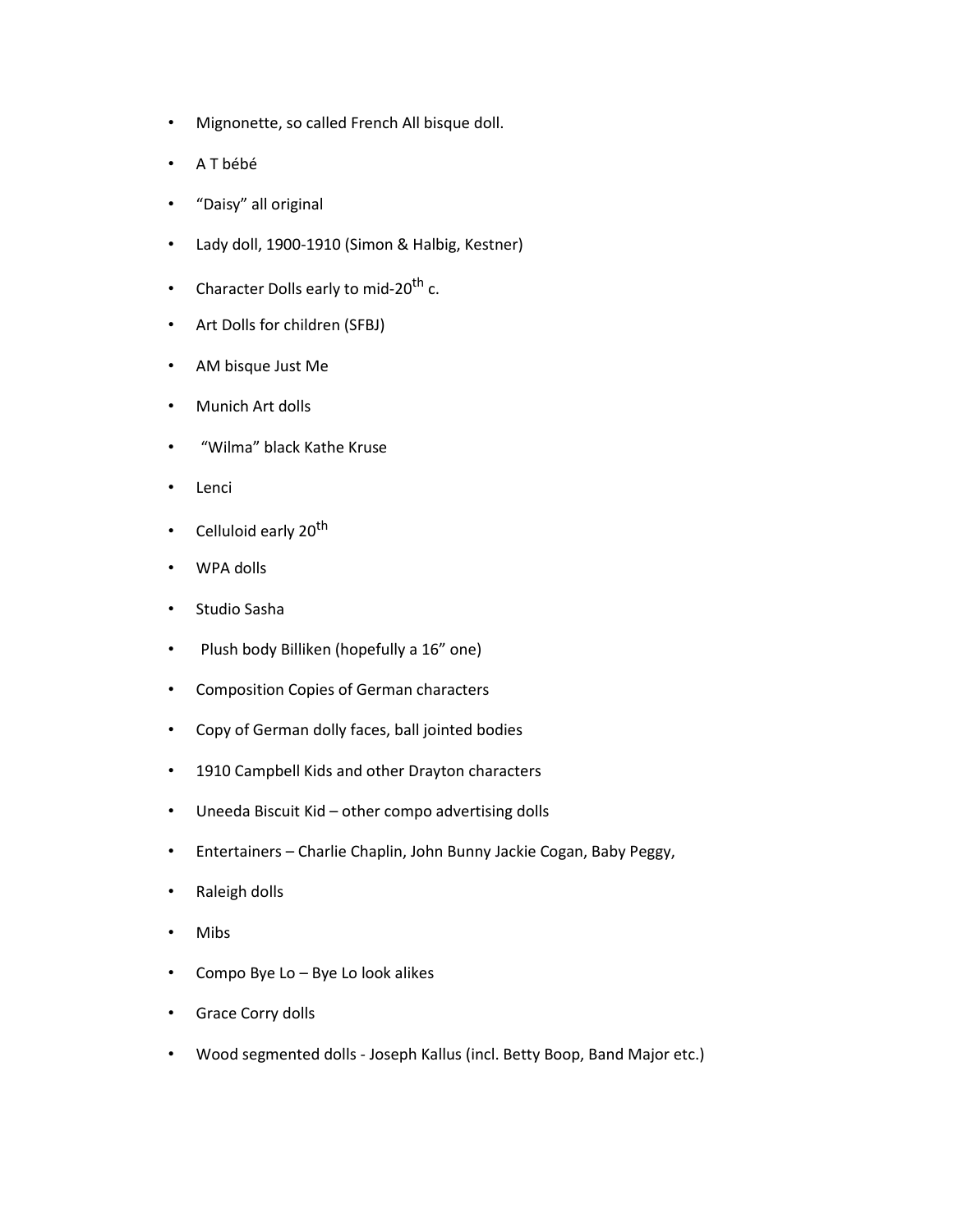- Mignonette, so called French All bisque doll.
- A T bébé
- "Daisy" all original
- Lady doll, 1900-1910 (Simon & Halbig, Kestner)
- Character Dolls early to mid-20th c.
- Art Dolls for children (SFBJ)
- AM bisque Just Me
- Munich Art dolls
- "Wilma" black Kathe Kruse
- Lenci
- Celluloid early 20th
- WPA dolls
- Studio Sasha
- Plush body Billiken (hopefully a 16" one)
- Composition Copies of German characters
- Copy of German dolly faces, ball jointed bodies
- 1910 Campbell Kids and other Drayton characters
- Uneeda Biscuit Kid – other compo advertising dolls
- Entertainers – Charlie Chaplin, John Bunny Jackie Cogan, Baby Peggy,
- Raleigh dolls
- Mibs
- Compo Bye Lo – Bye Lo look alikes
- Grace Corry dolls
- Wood segmented dolls - Joseph Kallus (incl. Betty Boop, Band Major etc.)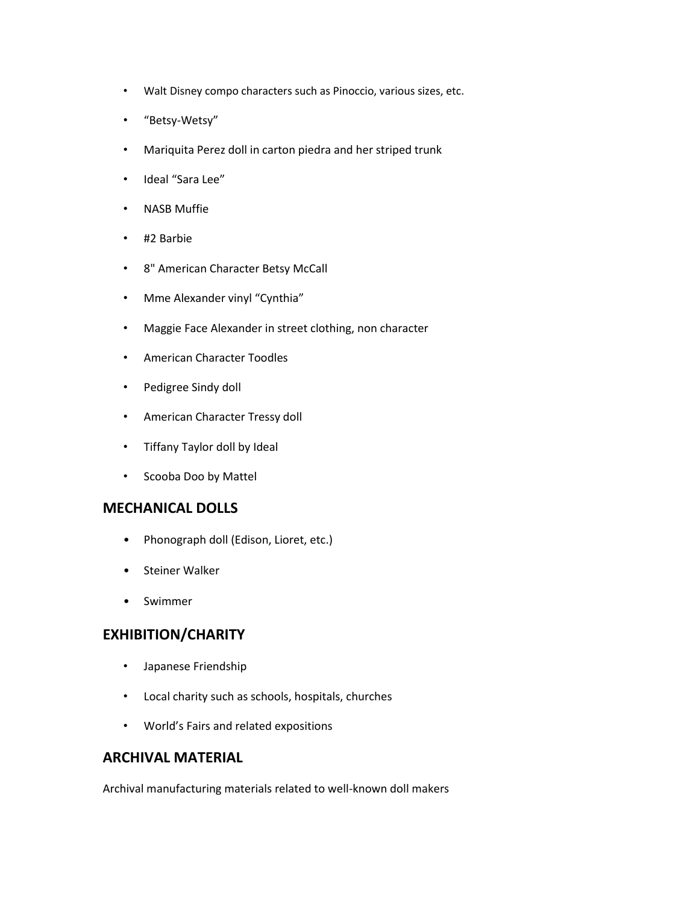- Walt Disney compo characters such as Pinoccio, various sizes, etc.
- “Betsy-Wetsy”
- Mariquita Perez doll in carton piedra and her striped trunk
- Ideal “Sara Lee”
- NASB Muffie
- #2 Barbie
- 8" American Character Betsy McCall
- Mme Alexander vinyl “Cynthia”
- Maggie Face Alexander in street clothing, non character
- American Character Toodles
- Pedigree Sindy doll
- American Character Tressy doll
- Tiffany Taylor doll by Ideal
- Scooba Doo by Mattel

## MECHANICAL DOLLS

- Phonograph doll (Edison, Lioret, etc.)
- Steiner Walker
- Swimmer

## EXHIBITION/CHARITY

- Japanese Friendship
- Local charity such as schools, hospitals, churches
- World’s Fairs and related expositions

## ARCHIVAL MATERIAL

Archival manufacturing materials related to well-known doll makers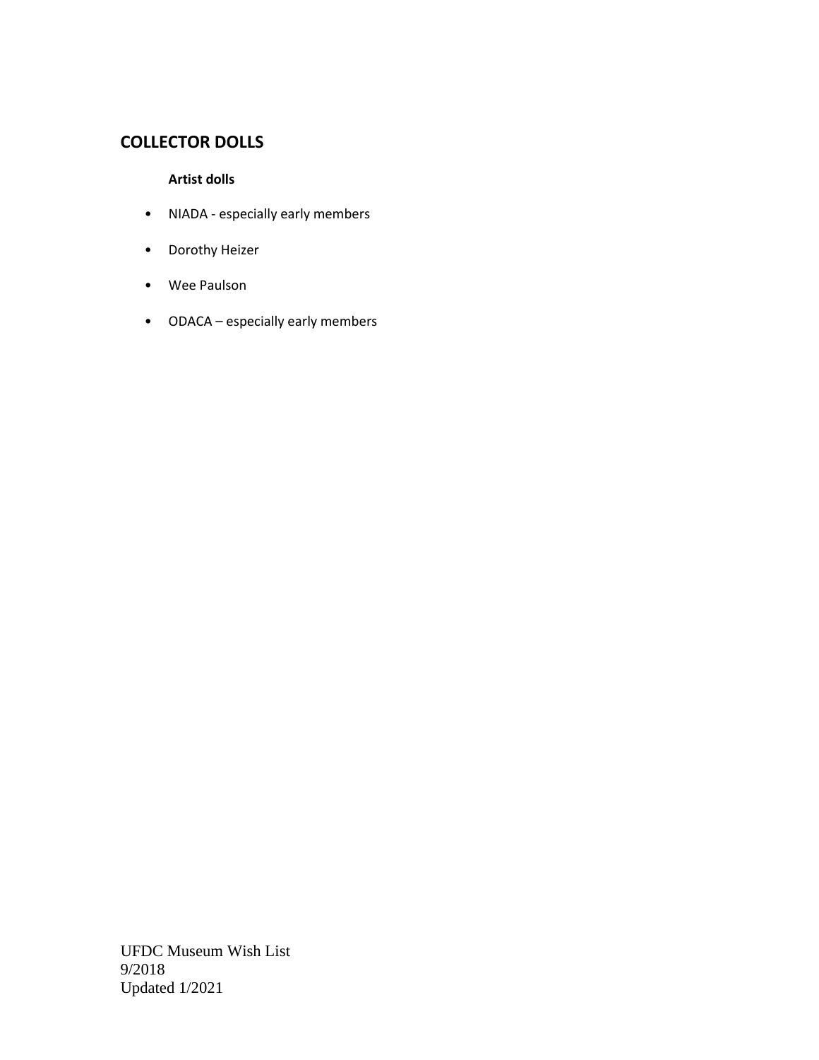## COLLECTOR DOLLS

**Artist dolls**

- NIADA - especially early members
- Dorothy Heizer
- Wee Paulson
- ODACA – especially early members